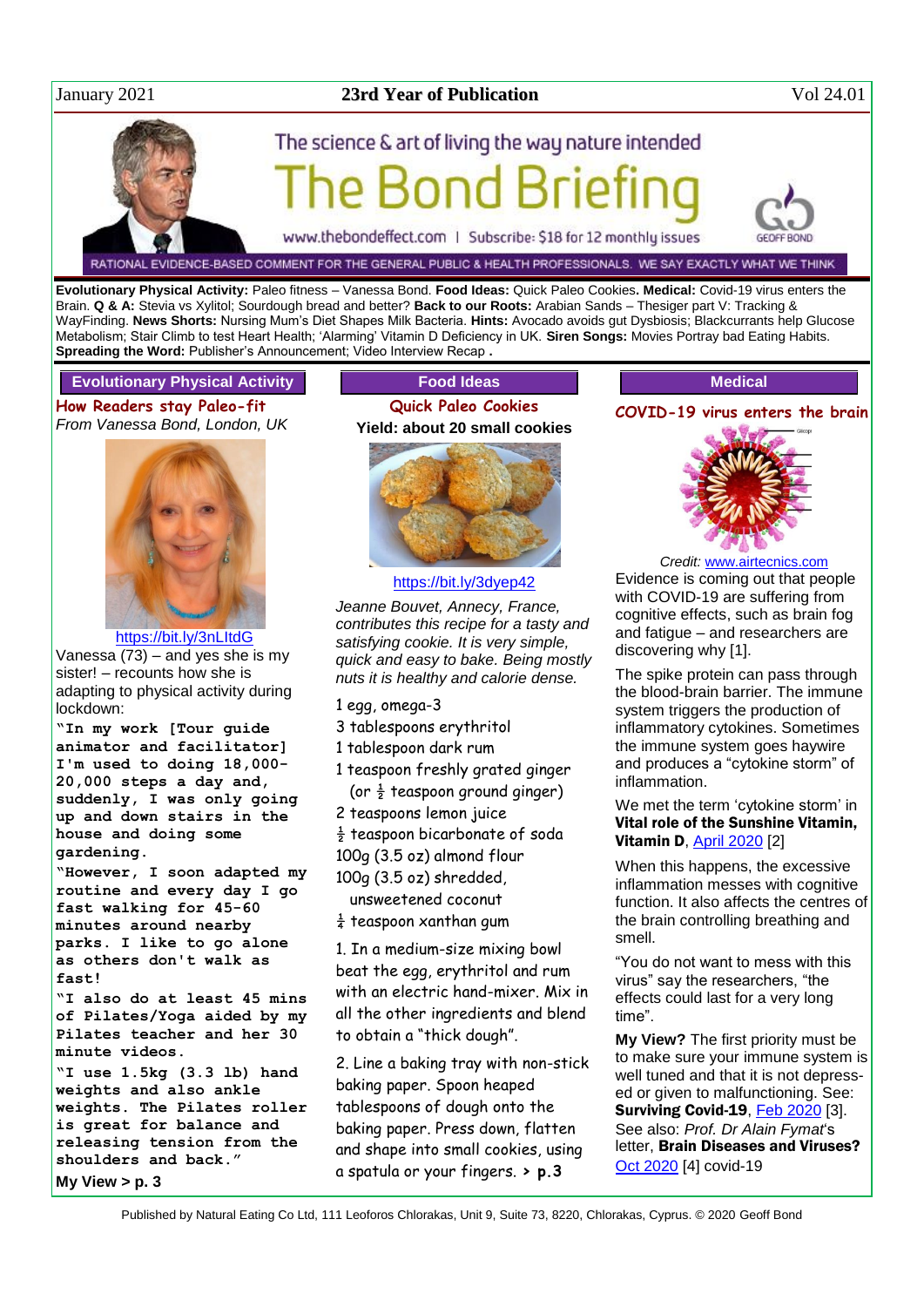January 2021 | **23rd Year of Publication** | Vol 24.01

The science & art of living the way nature intended

# The Bond Briefing

www.thebondeffect.com | Subscribe: $18 for 12 monthly issues

RATIONAL EVIDENCE-BASED COMMENT FOR THE GENERAL PUBLIC & HEALTH PROFESSIONALS. WE SAY EXACTLY WHAT WE THINK

**Evolutionary Physical Activity:** Paleo fitness – Vanessa Bond. **Food Ideas:** Quick Paleo Cookies**. Medical:** Covid-19 virus enters the Brain. **Q & A:** Stevia vs Xylitol; Sourdough bread and better? **Back to our Roots:** Arabian Sands – Thesiger part V: Tracking & WayFinding. **News Shorts:** Nursing Mum's Diet Shapes Milk Bacteria. **Hints:** Avocado avoids gut Dysbiosis; Blackcurrants help Glucose Metabolism; Stair Climb to test Heart Health; 'Alarming' Vitamin D Deficiency in UK. **Siren Songs:** Movies Portray bad Eating Habits. **Spreading the Word:** Publisher's Announcement; Video Interview Recap **.**

## Evolutionary Physical Activity

### How Readers stay Paleo-fit

*From Vanessa Bond, London, UK*

https://bit.ly/3nLItdG

Vanessa (73) – and yes she is my sister! – recounts how she is adapting to physical activity during lockdown:

**"In my work [Tour guide animator and facilitator] I'm used to doing 18,000-20,000 steps a day and, suddenly, I was only going up and down stairs in the house and doing some gardening.**

**"However, I soon adapted my routine and every day I go fast walking for 45-60 minutes around nearby parks. I like to go alone as others don't walk as fast!**

**"I also do at least 45 mins of Pilates/Yoga aided by my Pilates teacher and her 30 minute videos.**

**"I use 1.5kg (3.3 lb) hand weights and also ankle weights. The Pilates roller is great for balance and releasing tension from the shoulders and back."**

**My View > p. 3**

## Food Ideas

### Quick Paleo Cookies

**Yield: about 20 small cookies**

https://bit.ly/3dyep42

*Jeanne Bouvet, Annecy, France, contributes this recipe for a tasty and satisfying cookie. It is very simple, quick and easy to bake. Being mostly nuts it is healthy and calorie dense.*

1 egg, omega-3
3 tablespoons erythritol
1 tablespoon dark rum
1 teaspoon freshly grated ginger
(or ½ teaspoon ground ginger)
2 teaspoons lemon juice
½ teaspoon bicarbonate of soda
100g (3.5 oz) almond flour
100g (3.5 oz) shredded, unsweetened coconut
¼ teaspoon xanthan gum

1. In a medium-size mixing bowl beat the egg, erythritol and rum with an electric hand-mixer. Mix in all the other ingredients and blend to obtain a "thick dough".

2. Line a baking tray with non-stick baking paper. Spoon heaped tablespoons of dough onto the baking paper. Press down, flatten and shape into small cookies, using a spatula or your fingers. **> p.3**

## Medical

### COVID-19 virus enters the brain

*Credit:* www.airtecnics.com

Evidence is coming out that people with COVID-19 are suffering from cognitive effects, such as brain fog and fatigue – and researchers are discovering why [1].

The spike protein can pass through the blood-brain barrier. The immune system triggers the production of inflammatory cytokines. Sometimes the immune system goes haywire and produces a "cytokine storm" of inflammation.

We met the term 'cytokine storm' in **Vital role of the Sunshine Vitamin, Vitamin D**, April 2020 [2]

When this happens, the excessive inflammation messes with cognitive function. It also affects the centres of the brain controlling breathing and smell.

"You do not want to mess with this virus" say the researchers, "the effects could last for a very long time".

**My View?** The first priority must be to make sure your immune system is well tuned and that it is not depress-ed or given to malfunctioning. See: **Surviving Covid-19**, Feb 2020 [3]. See also: *Prof. Dr Alain Fymat*'s letter, **Brain Diseases and Viruses?** Oct 2020 [4] covid-19

Published by Natural Eating Co Ltd, 111 Leoforos Chlorakas, Unit 9, Suite 73, 8220, Chlorakas, Cyprus. © 2020 Geoff Bond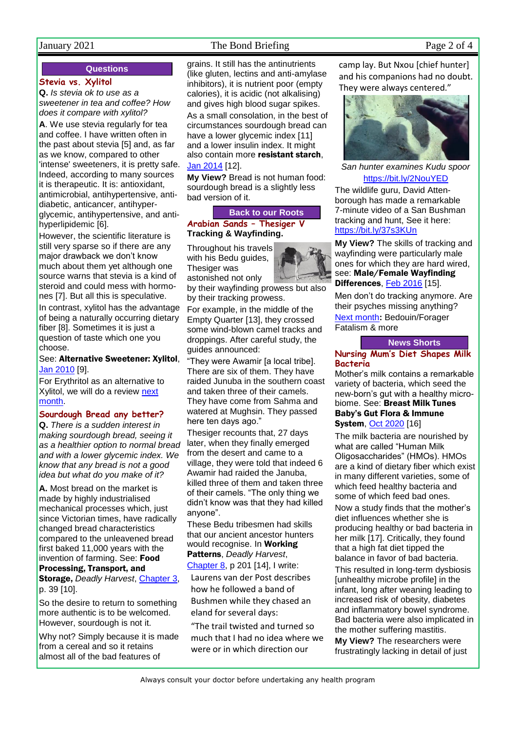## Questions

### Stevia vs. Xylitol

**Q.** *Is stevia ok to use as a sweetener in tea and coffee? How does it compare with xylitol?*

**A**. We use stevia regularly for tea and coffee. I have written often in the past about stevia [5] and, as far as we know, compared to other 'intense' sweeteners, it is pretty safe. Indeed, according to many sources it is therapeutic. It is: antioxidant, antimicrobial, antihypertensive, anti-diabetic, anticancer, antihyper-glycemic, antihypertensive, and anti-hyperlipidemic [6].

However, the scientific literature is still very sparse so if there are any major drawback we don't know much about them yet although one source warns that stevia is a kind of steroid and could mess with hormo-nes [7]. But all this is speculative.

In contrast, xylitol has the advantage of being a naturally occurring dietary fiber [8]. Sometimes it is just a question of taste which one you choose.

See: **Alternative Sweetener: Xylitol**, Jan 2010 [9].

For Erythritol as an alternative to Xylitol, we will do a review next month.

### Sourdough Bread any better?

**Q.** *There is a sudden interest in making sourdough bread, seeing it as a healthier option to normal bread and with a lower glycemic index. We know that any bread is not a good idea but what do you make of it?*

**A.** Most bread on the market is made by highly industrialised mechanical processes which, just since Victorian times, have radically changed bread characteristics compared to the unleavened bread first baked 11,000 years with the invention of farming. See: **Food Processing, Transport, and Storage,** *Deadly Harvest*, Chapter 3, p. 39 [10].

So the desire to return to something more authentic is to be welcomed. However, sourdough is not it.

Why not? Simply because it is made from a cereal and so it retains almost all of the bad features of grains. It still has the antinutrients (like gluten, lectins and anti-amylase inhibitors), it is nutrient poor (empty calories), it is acidic (not alkalising) and gives high blood sugar spikes.

As a small consolation, in the best of circumstances sourdough bread can have a lower glycemic index [11] and a lower insulin index. It might also contain more **resistant starch**, Jan 2014 [12].

**My View?** Bread is not human food: sourdough bread is a slightly less bad version of it.

## Back to our Roots

### Arabian Sands – Thesiger V

**Tracking & Wayfinding.**

Throughout his travels with his Bedu guides, Thesiger was astonished not only by their wayfinding prowess but also by their tracking prowess.

For example, in the middle of the Empty Quarter [13], they crossed some wind-blown camel tracks and droppings. After careful study, the guides announced:

"They were Awamir [a local tribe]. There are six of them. They have raided Junuba in the southern coast and taken three of their camels. They have come from Sahma and watered at Mughsin. They passed here ten days ago."

Thesiger recounts that, 27 days later, when they finally emerged from the desert and came to a village, they were told that indeed 6 Awamir had raided the Januba, killed three of them and taken three of their camels. "The only thing we didn't know was that they had killed anyone".

These Bedu tribesmen had skills that our ancient ancestor hunters would recognise. In **Working Patterns**, *Deadly Harvest*, Chapter 8, p 201 [14], I write:

> Laurens van der Post describes how he followed a band of Bushmen while they chased an eland for several days:
>
> "The trail twisted and turned so much that I had no idea where we were or in which direction our camp lay. But Nxou [chief hunter] and his companions had no doubt. They were always centered."

*San hunter examines Kudu spoor*
https://bit.ly/2NouYED

The wildlife guru, David Attenborough has made a remarkable 7-minute video of a San Bushman tracking and hunt, See it here: https://bit.ly/37s3KUn

**My View?** The skills of tracking and wayfinding were particularly male ones for which they are hard wired, see: **Male/Female Wayfinding Differences**, Feb 2016 [15].

Men don't do tracking anymore. Are their psyches missing anything?

Next month**:** Bedouin/Forager Fatalism & more

## News Shorts

### Nursing Mum's Diet Shapes Milk Bacteria

Mother's milk contains a remarkable variety of bacteria, which seed the new-born's gut with a healthy micro-biome. See: **Breast Milk Tunes Baby's Gut Flora & Immune System**, Oct 2020 [16]

The milk bacteria are nourished by what are called "Human Milk Oligosaccharides" (HMOs). HMOs are a kind of dietary fiber which exist in many different varieties, some of which feed healthy bacteria and some of which feed bad ones.

Now a study finds that the mother's diet influences whether she is producing healthy or bad bacteria in her milk [17]. Critically, they found that a high fat diet tipped the balance in favor of bad bacteria.

This resulted in long-term dysbiosis [unhealthy microbe profile] in the infant, long after weaning leading to increased risk of obesity, diabetes and inflammatory bowel syndrome. Bad bacteria were also implicated in the mother suffering mastitis.

**My View?** The researchers were frustratingly lacking in detail of just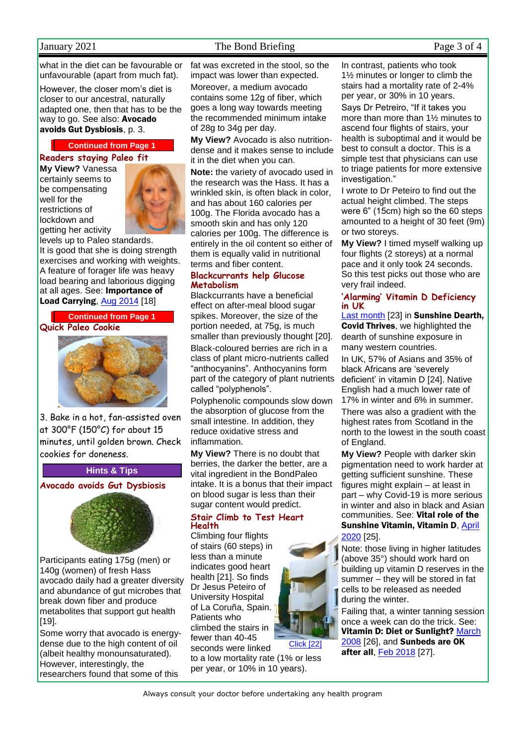what in the diet can be favourable or unfavourable (apart from much fat).

However, the closer mom's diet is closer to our ancestral, naturally adapted one, then that has to be the way to go. See also: **Avocado avoids Gut Dysbiosis**, p. 3.

**Continued from Page 1**

## Readers staying Paleo fit

**My View?** Vanessa certainly seems to be compensating well for the restrictions of lockdown and getting her activity levels up to Paleo standards.

It is good that she is doing strength exercises and working with weights. A feature of forager life was heavy load bearing and laborious digging at all ages. See: **Importance of Load Carrying**, Aug 2014 [18]

**Continued from Page 1**

## Quick Paleo Cookie

3. Bake in a hot, fan-assisted oven at 300°F (150°C) for about 15 minutes, until golden brown. Check cookies for doneness.

**Hints & Tips**

## Avocado avoids Gut Dysbiosis

Participants eating 175g (men) or 140g (women) of fresh Hass avocado daily had a greater diversity and abundance of gut microbes that break down fiber and produce metabolites that support gut health [19].

Some worry that avocado is energy-dense due to the high content of oil (albeit healthy monounsaturated). However, interestingly, the researchers found that some of this fat was excreted in the stool, so the impact was lower than expected.

Moreover, a medium avocado contains some 12g of fiber, which goes a long way towards meeting the recommended minimum intake of 28g to 34g per day.

**My View?** Avocado is also nutrition-dense and it makes sense to include it in the diet when you can.

**Note:** the variety of avocado used in the research was the Hass. It has a wrinkled skin, is often black in color, and has about 160 calories per 100g. The Florida avocado has a smooth skin and has only 120 calories per 100g. The difference is entirely in the oil content so either of them is equally valid in nutritional terms and fiber content.

## Blackcurrants help Glucose Metabolism

Blackcurrants have a beneficial effect on after-meal blood sugar spikes. Moreover, the size of the portion needed, at 75g, is much smaller than previously thought [20].

Black-coloured berries are rich in a class of plant micro-nutrients called "anthocyanins". Anthocyanins form part of the category of plant nutrients called "polyphenols".

Polyphenolic compounds slow down the absorption of glucose from the small intestine. In addition, they reduce oxidative stress and inflammation.

**My View?** There is no doubt that berries, the darker the better, are a vital ingredient in the BondPaleo intake. It is a bonus that their impact on blood sugar is less than their sugar content would predict.

## Stair Climb to Test Heart Health

Climbing four flights of stairs (60 steps) in less than a minute indicates good heart health [21]. So finds Dr Jesus Peteiro of University Hospital of La Coruña, Spain. Patients who climbed the stairs in fewer than 40-45 seconds were linked to a low mortality rate (1% or less per year, or 10% in 10 years).

Click [22]

In contrast, patients who took 1½ minutes or longer to climb the stairs had a mortality rate of 2-4% per year, or 30% in 10 years.

Says Dr Petreiro, "If it takes you more than more than 1½ minutes to ascend four flights of stairs, your health is suboptimal and it would be best to consult a doctor. This is a simple test that physicians can use to triage patients for more extensive investigation."

I wrote to Dr Peteiro to find out the actual height climbed. The steps were 6" (15cm) high so the 60 steps amounted to a height of 30 feet (9m) or two storeys.

**My View?** I timed myself walking up four flights (2 storeys) at a normal pace and it only took 24 seconds. So this test picks out those who are very frail indeed.

## 'Alarming' Vitamin D Deficiency in UK

Last month [23] in **Sunshine Dearth, Covid Thrives**, we highlighted the dearth of sunshine exposure in many western countries.

In UK, 57% of Asians and 35% of black Africans are 'severely deficient' in vitamin D [24]. Native English had a much lower rate of 17% in winter and 6% in summer.

There was also a gradient with the highest rates from Scotland in the north to the lowest in the south coast of England.

**My View?** People with darker skin pigmentation need to work harder at getting sufficient sunshine. These figures might explain – at least in part – why Covid-19 is more serious in winter and also in black and Asian communities. See: **Vital role of the Sunshine Vitamin, Vitamin D**, April 2020 [25].

Note: those living in higher latitudes (above 35°) should work hard on building up vitamin D reserves in the summer – they will be stored in fat cells to be released as needed during the winter.

Failing that, a winter tanning session once a week can do the trick. See: **Vitamin D: Diet or Sunlight?** March 2008 [26], and **Sunbeds are OK after all**, Feb 2018 [27].

Always consult your doctor before undertaking any health program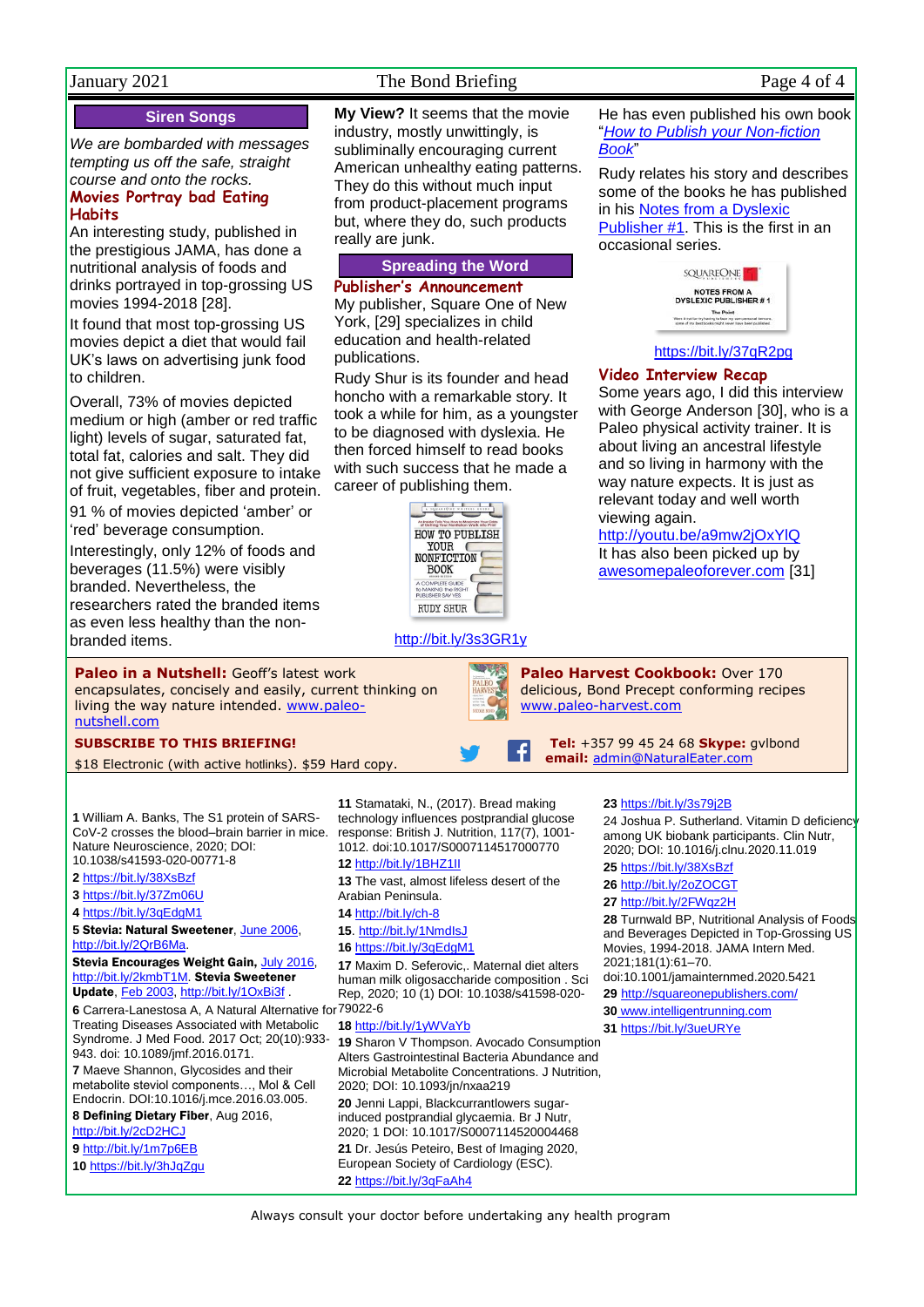## Siren Songs

*We are bombarded with messages tempting us off the safe, straight course and onto the rocks.*

### Movies Portray bad Eating Habits

An interesting study, published in the prestigious JAMA, has done a nutritional analysis of foods and drinks portrayed in top-grossing US movies 1994-2018 [28].

It found that most top-grossing US movies depict a diet that would fail UK's laws on advertising junk food to children.

Overall, 73% of movies depicted medium or high (amber or red traffic light) levels of sugar, saturated fat, total fat, calories and salt. They did not give sufficient exposure to intake of fruit, vegetables, fiber and protein.

91 % of movies depicted 'amber' or 'red' beverage consumption.

Interestingly, only 12% of foods and beverages (11.5%) were visibly branded. Nevertheless, the researchers rated the branded items as even less healthy than the non-branded items.

**My View?** It seems that the movie industry, mostly unwittingly, is subliminally encouraging current American unhealthy eating patterns. They do this without much input from product-placement programs but, where they do, such products really are junk.

## Spreading the Word

### Publisher's Announcement

My publisher, Square One of New York, [29] specializes in child education and health-related publications.

Rudy Shur is its founder and head honcho with a remarkable story. It took a while for him, as a youngster to be diagnosed with dyslexia. He then forced himself to read books with such success that he made a career of publishing them.

http://bit.ly/3s3GR1y

He has even published his own book "*How to Publish your Non-fiction Book*"

Rudy relates his story and describes some of the books he has published in his Notes from a Dyslexic Publisher #1. This is the first in an occasional series.

https://bit.ly/37qR2pg

### Video Interview Recap

Some years ago, I did this interview with George Anderson [30], who is a Paleo physical activity trainer. It is about living an ancestral lifestyle and so living in harmony with the way nature expects. It is just as relevant today and well worth viewing again.

http://youtu.be/a9mw2jOxYlQ

It has also been picked up by awesomepaleoforever.com [31]

**Paleo in a Nutshell:** Geoff's latest work encapsulates, concisely and easily, current thinking on living the way nature intended. www.paleo-nutshell.com

**Paleo Harvest Cookbook:** Over 170 delicious, Bond Precept conforming recipes www.paleo-harvest.com

**SUBSCRIBE TO THIS BRIEFING!**

$18 Electronic (with active hotlinks). $59 Hard copy.

**Tel:** +357 99 45 24 68 **Skype:** gvlbond
**email:** admin@NaturalEater.com

**1** William A. Banks, The S1 protein of SARS-CoV-2 crosses the blood–brain barrier in mice. Nature Neuroscience, 2020; DOI: 10.1038/s41593-020-00771-8

**2** https://bit.ly/38XsBzf

**3** https://bit.ly/37Zm06U

**4** https://bit.ly/3qEdgM1

**5 Stevia: Natural Sweetener**, June 2006, http://bit.ly/2QrB6Ma.

**Stevia Encourages Weight Gain,** July 2016, http://bit.ly/2kmbT1M. **Stevia Sweetener Update**, Feb 2003, http://bit.ly/1OxBi3f .

**6** Carrera-Lanestosa A, A Natural Alternative for Treating Diseases Associated with Metabolic Syndrome. J Med Food. 2017 Oct; 20(10):933-943. doi: 10.1089/jmf.2016.0171.

**7** Maeve Shannon, Glycosides and their metabolite steviol components..., Mol & Cell Endocrin. DOI:10.1016/j.mce.2016.03.005.

**8 Defining Dietary Fiber**, Aug 2016, http://bit.ly/2cD2HCJ

**9** http://bit.ly/1m7p6EB

**10** https://bit.ly/3hJqZgu

**11** Stamataki, N., (2017). Bread making technology influences postprandial glucose response: British J. Nutrition, 117(7), 1001-1012. doi:10.1017/S0007114517000770

**12** http://bit.ly/1BHZ1Il

**13** The vast, almost lifeless desert of the Arabian Peninsula.

**14** http://bit.ly/ch-8

**15**. http://bit.ly/1NmdlsJ

**16** https://bit.ly/3qEdgM1

**17** Maxim D. Seferovic,. Maternal diet alters human milk oligosaccharide composition . Sci Rep, 2020; 10 (1) DOI: 10.1038/s41598-020-79022-6

**18** http://bit.ly/1yWVaYb

**19** Sharon V Thompson. Avocado Consumption Alters Gastrointestinal Bacteria Abundance and Microbial Metabolite Concentrations. J Nutrition, 2020; DOI: 10.1093/jn/nxaa219

**20** Jenni Lappi, Blackcurrantlowers sugar-induced postprandial glycaemia. Br J Nutr, 2020; 1 DOI: 10.1017/S0007114520004468

**21** Dr. Jesús Peteiro, Best of Imaging 2020, European Society of Cardiology (ESC).

**22** https://bit.ly/3qFaAh4

**23** https://bit.ly/3s79j2B

24 Joshua P. Sutherland. Vitamin D deficiency among UK biobank participants. Clin Nutr, 2020; DOI: 10.1016/j.clnu.2020.11.019

**25** https://bit.ly/38XsBzf

**26** http://bit.ly/2oZOCGT

**27** http://bit.ly/2FWqz2H

**28** Turnwald BP, Nutritional Analysis of Foods and Beverages Depicted in Top-Grossing US Movies, 1994-2018. JAMA Intern Med. 2021;181(1):61–70. doi:10.1001/jamainternmed.2020.5421

**29** http://squareonepublishers.com/

**30** www.intelligentrunning.com

**31** https://bit.ly/3ueURYe

Always consult your doctor before undertaking any health program